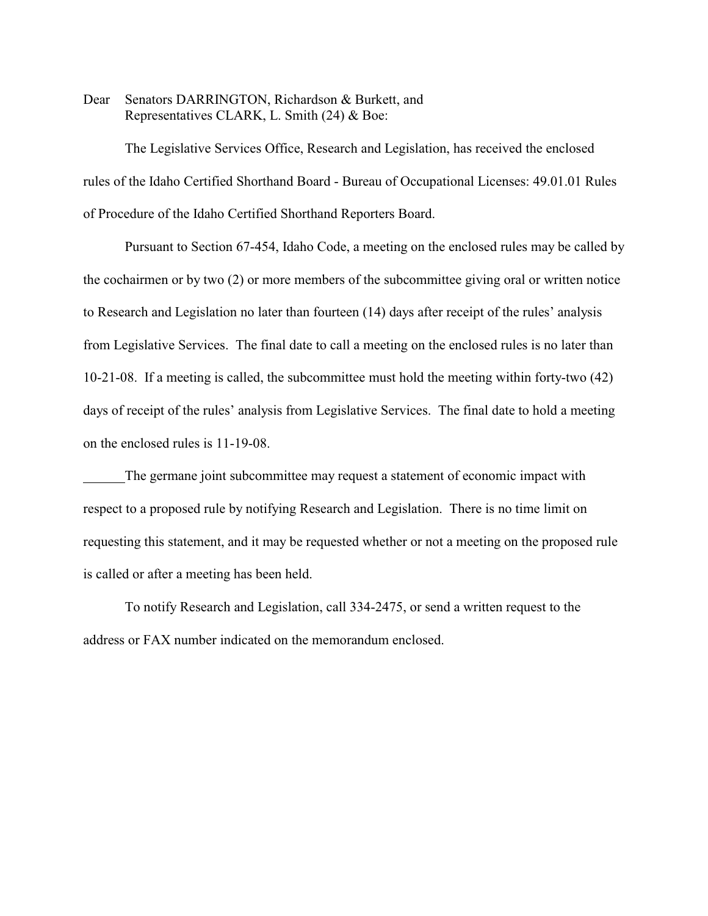Dear Senators DARRINGTON, Richardson & Burkett, and
Representatives CLARK, L. Smith (24) & Boe:

The Legislative Services Office, Research and Legislation, has received the enclosed rules of the Idaho Certified Shorthand Board - Bureau of Occupational Licenses: 49.01.01 Rules of Procedure of the Idaho Certified Shorthand Reporters Board.

Pursuant to Section 67-454, Idaho Code, a meeting on the enclosed rules may be called by the cochairmen or by two (2) or more members of the subcommittee giving oral or written notice to Research and Legislation no later than fourteen (14) days after receipt of the rules' analysis from Legislative Services. The final date to call a meeting on the enclosed rules is no later than 10-21-08. If a meeting is called, the subcommittee must hold the meeting within forty-two (42) days of receipt of the rules' analysis from Legislative Services. The final date to hold a meeting on the enclosed rules is 11-19-08.

______The germane joint subcommittee may request a statement of economic impact with respect to a proposed rule by notifying Research and Legislation. There is no time limit on requesting this statement, and it may be requested whether or not a meeting on the proposed rule is called or after a meeting has been held.

To notify Research and Legislation, call 334-2475, or send a written request to the address or FAX number indicated on the memorandum enclosed.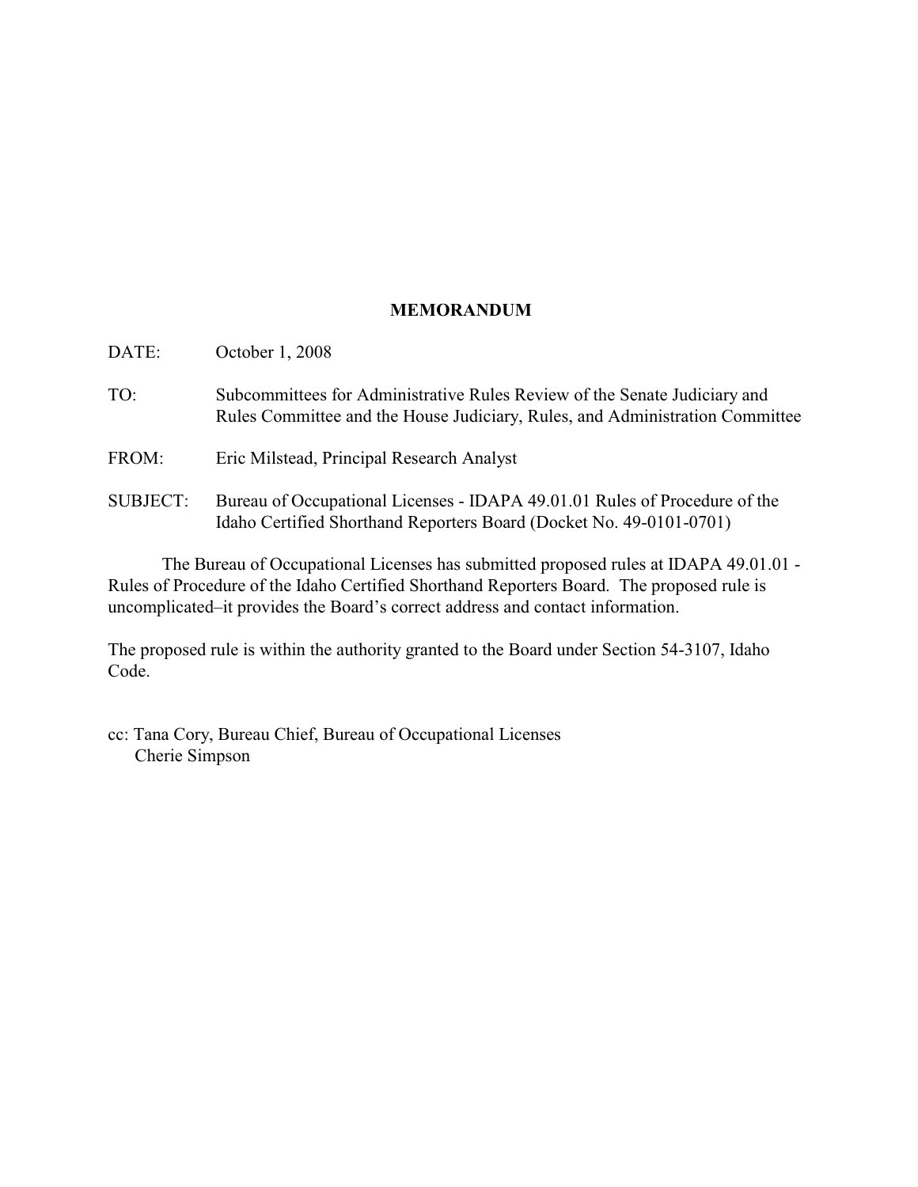**MEMORANDUM**

DATE: October 1, 2008

TO: Subcommittees for Administrative Rules Review of the Senate Judiciary and Rules Committee and the House Judiciary, Rules, and Administration Committee

FROM: Eric Milstead, Principal Research Analyst

SUBJECT: Bureau of Occupational Licenses - IDAPA 49.01.01 Rules of Procedure of the Idaho Certified Shorthand Reporters Board (Docket No. 49-0101-0701)

The Bureau of Occupational Licenses has submitted proposed rules at IDAPA 49.01.01 - Rules of Procedure of the Idaho Certified Shorthand Reporters Board. The proposed rule is uncomplicated–it provides the Board's correct address and contact information.

The proposed rule is within the authority granted to the Board under Section 54-3107, Idaho Code.

cc: Tana Cory, Bureau Chief, Bureau of Occupational Licenses
Cherie Simpson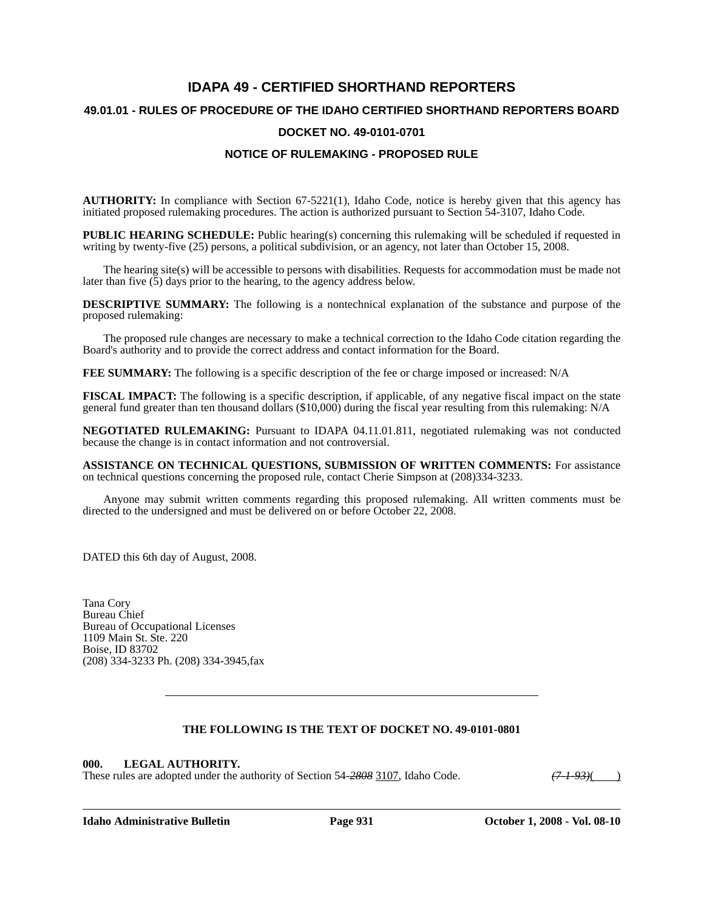# IDAPA 49 - CERTIFIED SHORTHAND REPORTERS

## 49.01.01 - RULES OF PROCEDURE OF THE IDAHO CERTIFIED SHORTHAND REPORTERS BOARD

## DOCKET NO. 49-0101-0701

## NOTICE OF RULEMAKING - PROPOSED RULE

**AUTHORITY:** In compliance with Section 67-5221(1), Idaho Code, notice is hereby given that this agency has initiated proposed rulemaking procedures. The action is authorized pursuant to Section 54-3107, Idaho Code.

**PUBLIC HEARING SCHEDULE:** Public hearing(s) concerning this rulemaking will be scheduled if requested in writing by twenty-five (25) persons, a political subdivision, or an agency, not later than October 15, 2008.

The hearing site(s) will be accessible to persons with disabilities. Requests for accommodation must be made not later than five (5) days prior to the hearing, to the agency address below.

**DESCRIPTIVE SUMMARY:** The following is a nontechnical explanation of the substance and purpose of the proposed rulemaking:

The proposed rule changes are necessary to make a technical correction to the Idaho Code citation regarding the Board's authority and to provide the correct address and contact information for the Board.

**FEE SUMMARY:** The following is a specific description of the fee or charge imposed or increased: N/A

**FISCAL IMPACT:** The following is a specific description, if applicable, of any negative fiscal impact on the state general fund greater than ten thousand dollars ($10,000) during the fiscal year resulting from this rulemaking: N/A

**NEGOTIATED RULEMAKING:** Pursuant to IDAPA 04.11.01.811, negotiated rulemaking was not conducted because the change is in contact information and not controversial.

**ASSISTANCE ON TECHNICAL QUESTIONS, SUBMISSION OF WRITTEN COMMENTS:** For assistance on technical questions concerning the proposed rule, contact Cherie Simpson at (208)334-3233.

Anyone may submit written comments regarding this proposed rulemaking. All written comments must be directed to the undersigned and must be delivered on or before October 22, 2008.

DATED this 6th day of August, 2008.

Tana Cory
Bureau Chief
Bureau of Occupational Licenses
1109 Main St. Ste. 220
Boise, ID 83702
(208) 334-3233 Ph. (208) 334-3945,fax

---

**THE FOLLOWING IS THE TEXT OF DOCKET NO. 49-0101-0801**

**000. LEGAL AUTHORITY.**
These rules are adopted under the authority of Section 54-~~*2808*~~ 3107, Idaho Code. ~~*(7-1-93)*~~( )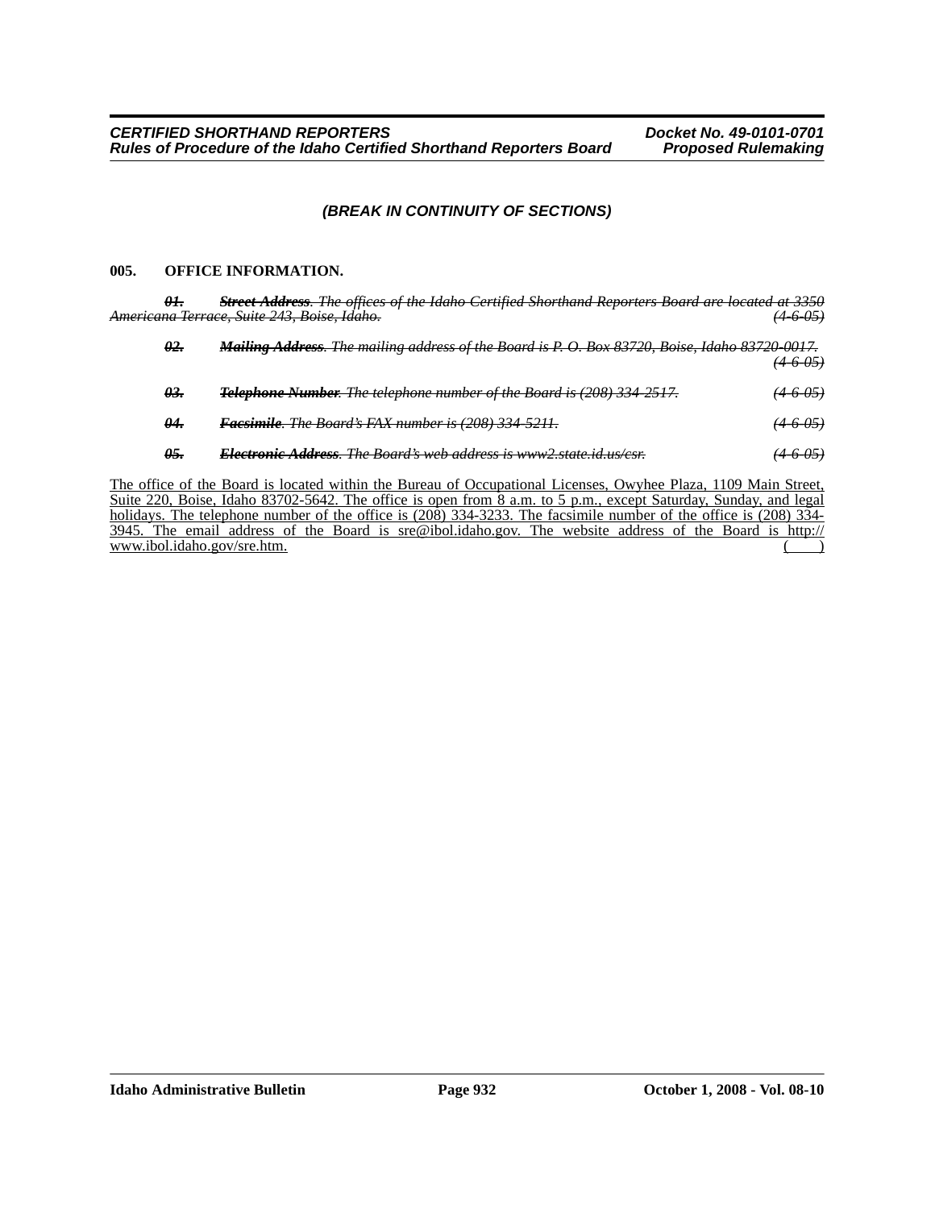*(BREAK IN CONTINUITY OF SECTIONS)*

**005. OFFICE INFORMATION.**

~~***01. Street Address**. The offices of the Idaho Certified Shorthand Reporters Board are located at 3350 Americana Terrace, Suite 243, Boise, Idaho.* *(4-6-05)*~~

~~***02. Mailing Address**. The mailing address of the Board is P. O. Box 83720, Boise, Idaho 83720-0017.* *(4-6-05)*~~

~~***03. Telephone Number**. The telephone number of the Board is (208) 334-2517.* *(4-6-05)*~~

~~***04. Facsimile**. The Board's FAX number is (208) 334-5211.* *(4-6-05)*~~

~~***05. Electronic Address**. The Board's web address is www2.state.id.us/csr.* *(4-6-05)*~~

<u>The office of the Board is located within the Bureau of Occupational Licenses, Owyhee Plaza, 1109 Main Street, Suite 220, Boise, Idaho 83702-5642. The office is open from 8 a.m. to 5 p.m., except Saturday, Sunday, and legal holidays. The telephone number of the office is (208) 334-3233. The facsimile number of the office is (208) 334-3945. The email address of the Board is sre@ibol.idaho.gov. The website address of the Board is http://www.ibol.idaho.gov/sre.htm.</u> <u>(    )</u>